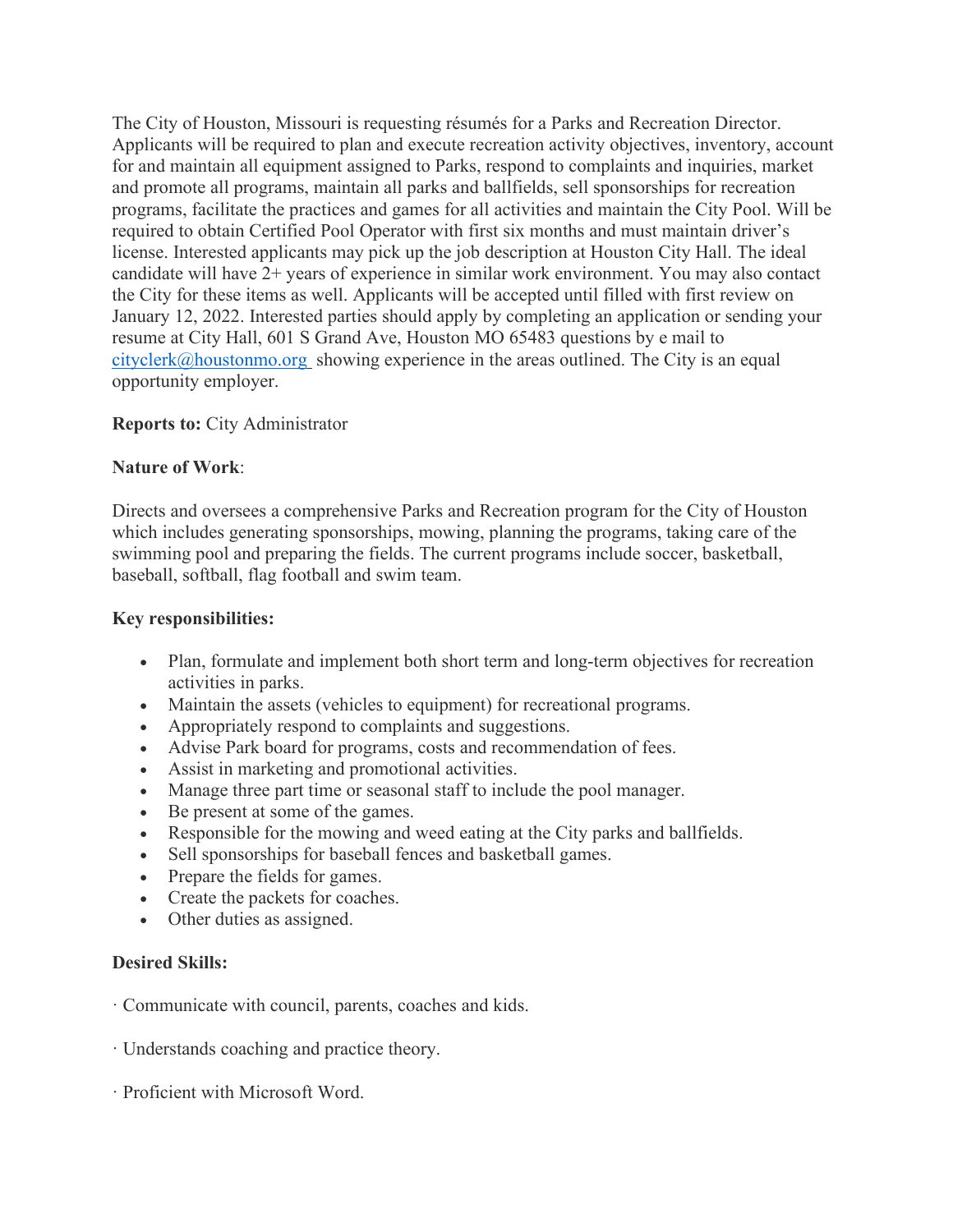The City of Houston, Missouri is requesting résumés for a Parks and Recreation Director. Applicants will be required to plan and execute recreation activity objectives, inventory, account for and maintain all equipment assigned to Parks, respond to complaints and inquiries, market and promote all programs, maintain all parks and ballfields, sell sponsorships for recreation programs, facilitate the practices and games for all activities and maintain the City Pool. Will be required to obtain Certified Pool Operator with first six months and must maintain driver's license. Interested applicants may pick up the job description at Houston City Hall. The ideal candidate will have 2+ years of experience in similar work environment. You may also contact the City for these items as well. Applicants will be accepted until filled with first review on January 12, 2022. Interested parties should apply by completing an application or sending your resume at City Hall, 601 S Grand Ave, Houston MO 65483 questions by e mail to cityclerk@houstonmo.org showing experience in the areas outlined. The City is an equal opportunity employer.

**Reports to:** City Administrator

**Nature of Work**:

Directs and oversees a comprehensive Parks and Recreation program for the City of Houston which includes generating sponsorships, mowing, planning the programs, taking care of the swimming pool and preparing the fields. The current programs include soccer, basketball, baseball, softball, flag football and swim team.

**Key responsibilities:**

- Plan, formulate and implement both short term and long-term objectives for recreation activities in parks.
- Maintain the assets (vehicles to equipment) for recreational programs.
- Appropriately respond to complaints and suggestions.
- Advise Park board for programs, costs and recommendation of fees.
- Assist in marketing and promotional activities.
- Manage three part time or seasonal staff to include the pool manager.
- Be present at some of the games.
- Responsible for the mowing and weed eating at the City parks and ballfields.
- Sell sponsorships for baseball fences and basketball games.
- Prepare the fields for games.
- Create the packets for coaches.
- Other duties as assigned.

**Desired Skills:**

· Communicate with council, parents, coaches and kids.

· Understands coaching and practice theory.

· Proficient with Microsoft Word.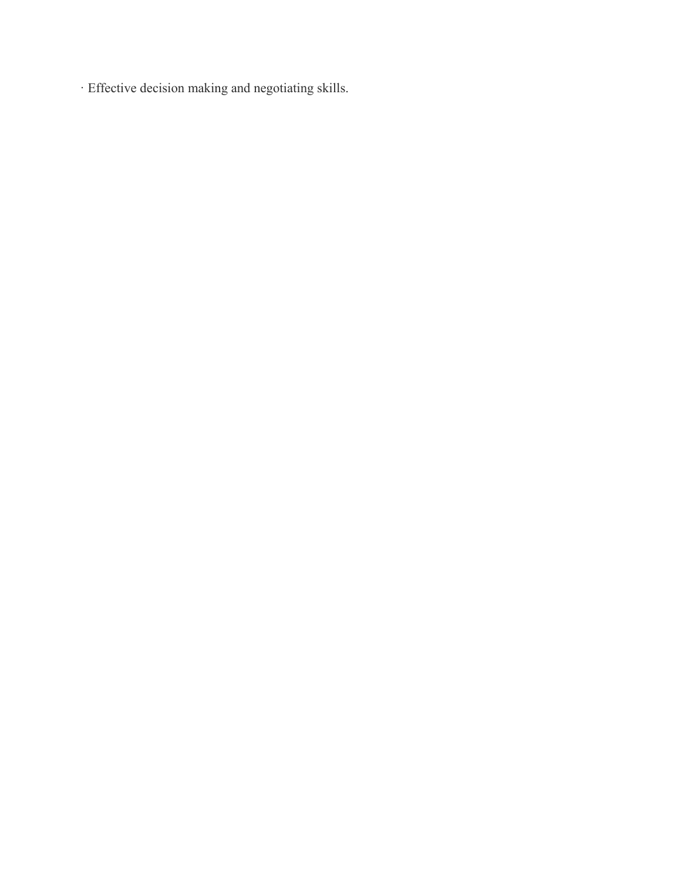- Effective decision making and negotiating skills.